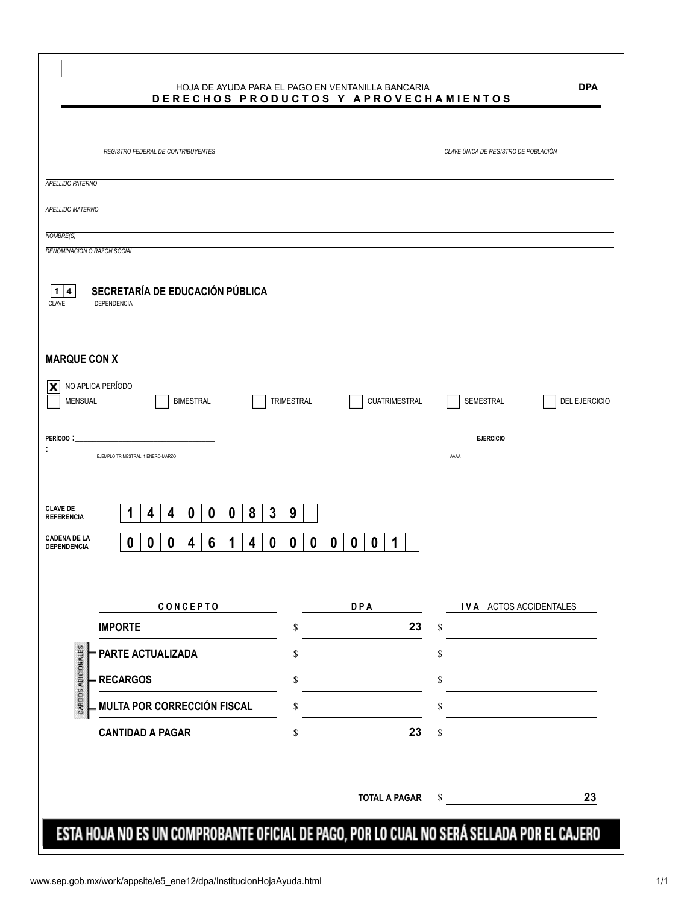HOJA DE AYUDA PARA EL PAGO EN VENTANILLA BANCARIA

**DPA**

# D E R E C H O S P R O D U C T O S Y A P R O V E C H A M I E N T O S

REGISTRO FEDERAL DE CONTRIBUYENTES

CLAVE ÚNICA DE REGISTRO DE POBLACIÓN

APELLIDO PATERNO

APELLIDO MATERNO

NOMBRE(S)

DENOMINACIÓN O RAZÓN SOCIAL

| 1 | 4 | **SECRETARÍA DE EDUCACIÓN PÚBLICA** |
|---|---|---|

CLAVE DEPENDENCIA

**MARQUE CON X**

- [x] NO APLICA PERÍODO
- [ ] MENSUAL
- [ ] BIMESTRAL
- [ ] TRIMESTRAL
- [ ] CUATRIMESTRAL
- [ ] SEMESTRAL
- [ ] DEL EJERCICIO

**PERÍODO :**

EJEMPLO TRIMESTRAL: 1 ENERO-MARZO

**EJERCICIO**

AAAA

**CLAVE DE REFERENCIA** 1 4 4 0 0 0 8 3 9

**CADENA DE LA DEPENDENCIA** 0 0 0 4 6 1 4 0 0 0 0 0 0 1

| C O N C E P T O | D P A | I V A ACTOS ACCIDENTALES |
|---|---|---|
| **IMPORTE** | $ 23 | $ |
| **PARTE ACTUALIZADA** | $ | $ |
| **RECARGOS** | $ | $ |
| **MULTA POR CORRECCIÓN FISCAL** | $ | $ |
| **CANTIDAD A PAGAR** | $ 23 | $ |

CARGOS ADICIONALES

**TOTAL A PAGAR** $ **23**

**ESTA HOJA NO ES UN COMPROBANTE OFICIAL DE PAGO, POR LO CUAL NO SERÁ SELLADA POR EL CAJERO**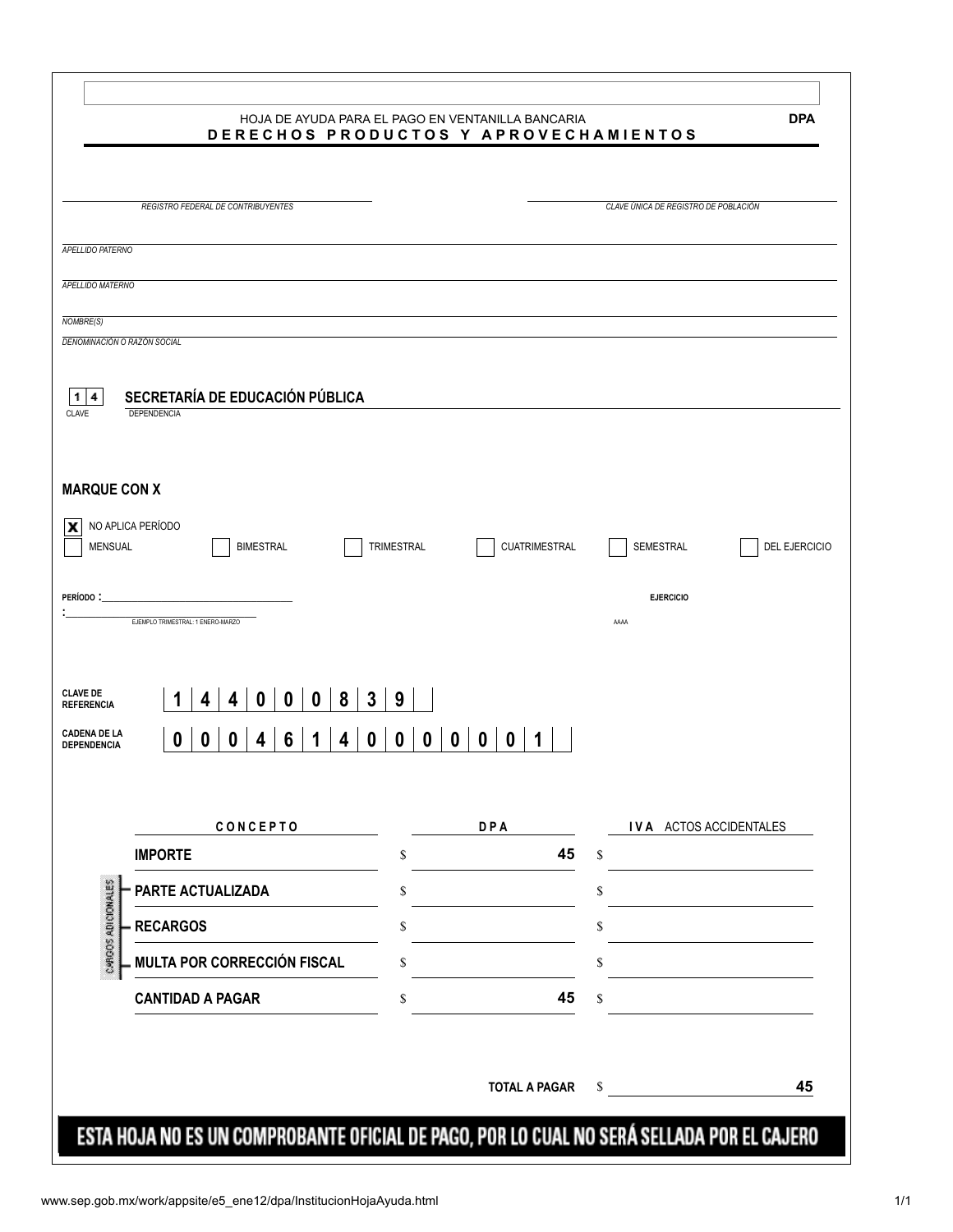HOJA DE AYUDA PARA EL PAGO EN VENTANILLA BANCARIA

**DPA**

## D E R E C H O S   P R O D U C T O S   Y   A P R O V E C H A M I E N T O S

REGISTRO FEDERAL DE CONTRIBUYENTES

CLAVE ÚNICA DE REGISTRO DE POBLACIÓN

APELLIDO PATERNO

APELLIDO MATERNO

NOMBRE(S)

DENOMINACIÓN O RAZÓN SOCIAL

| 1 | 4 | **SECRETARÍA DE EDUCACIÓN PÚBLICA** |
|---|---|---|

CLAVE DEPENDENCIA

**MARQUE CON X**

[X] NO APLICA PERÍODO

[ ] MENSUAL [ ] BIMESTRAL [ ] TRIMESTRAL [ ] CUATRIMESTRAL [ ] SEMESTRAL [ ] DEL EJERCICIO

**PERÍODO :** ______________________

EJEMPLO TRIMESTRAL: 1 ENERO-MARZO

**EJERCICIO**

AAAA

**CLAVE DE REFERENCIA** 1 4 4 0 0 0 8 3 9

**CADENA DE LA DEPENDENCIA** 0 0 0 4 6 1 4 0 0 0 0 0 0 1

| | **C O N C E P T O** | **D P A** | **I V A** ACTOS ACCIDENTALES |
|---|---|---|---|
| | **IMPORTE** | $ 45 | $ |
| CARGOS ADICIONALES | **PARTE ACTUALIZADA** | $ | $ |
| | **RECARGOS** | $ | $ |
| | **MULTA POR CORRECCIÓN FISCAL** | $ | $ |
| | **CANTIDAD A PAGAR** | $ 45 | $ |

**TOTAL A PAGAR** $ **45**

**ESTA HOJA NO ES UN COMPROBANTE OFICIAL DE PAGO, POR LO CUAL NO SERÁ SELLADA POR EL CAJERO**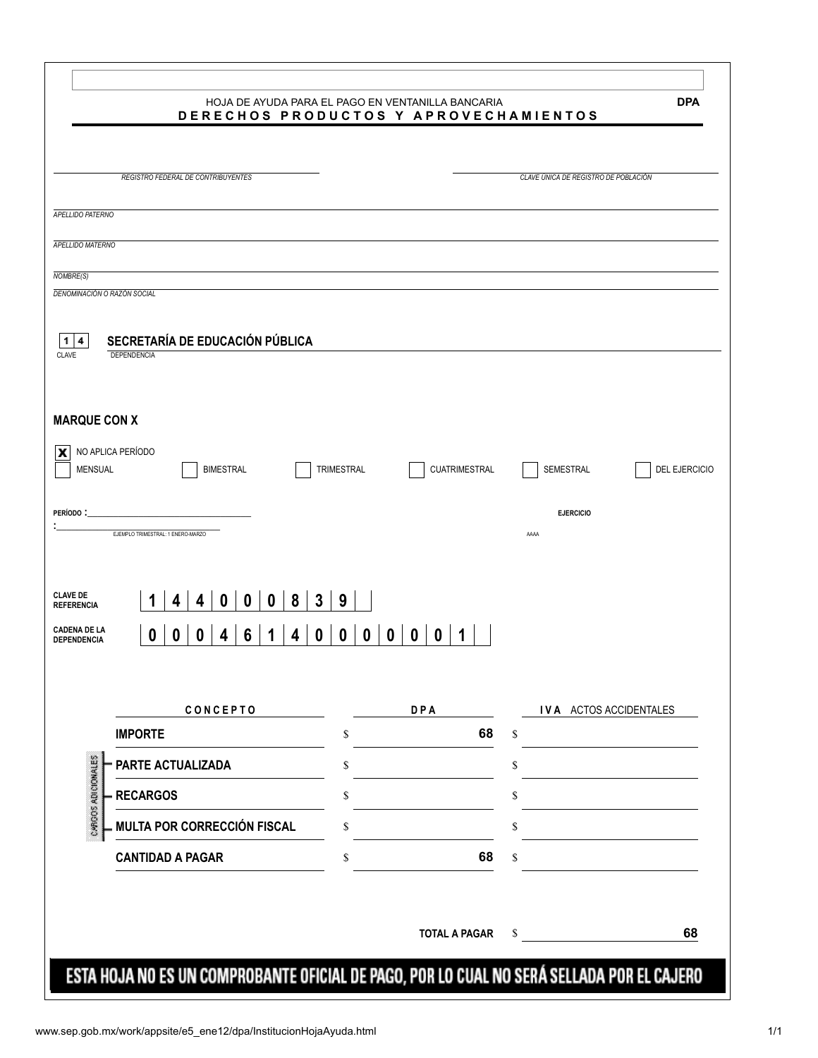HOJA DE AYUDA PARA EL PAGO EN VENTANILLA BANCARIA

**DPA**

## D E R E C H O S   P R O D U C T O S   Y   A P R O V E C H A M I E N T O S

*REGISTRO FEDERAL DE CONTRIBUYENTES*

*CLAVE ÚNICA DE REGISTRO DE POBLACIÓN*

*APELLIDO PATERNO*

*APELLIDO MATERNO*

*NOMBRE(S)*

*DENOMINACIÓN O RAZÓN SOCIAL*

| 1 | 4 | **SECRETARÍA DE EDUCACIÓN PÚBLICA** |
|---|---|---|
| CLAVE | | DEPENDENCIA |

**MARQUE CON X**

- [X] NO APLICA PERÍODO
- [ ] MENSUAL
- [ ] BIMESTRAL
- [ ] TRIMESTRAL
- [ ] CUATRIMESTRAL
- [ ] SEMESTRAL
- [ ] DEL EJERCICIO

**PERÍODO :**

EJEMPLO TRIMESTRAL: 1 ENERO-MARZO

**EJERCICIO**

AAAA

**CLAVE DE REFERENCIA** 1 4 4 0 0 0 8 3 9

**CADENA DE LA DEPENDENCIA** 0 0 0 4 6 1 4 0 0 0 0 0 0 1

| **C O N C E P T O** | **D P A** | **I V A** ACTOS ACCIDENTALES |
|---|---|---|
| **IMPORTE** | $ **68** | $ |
| **PARTE ACTUALIZADA** | $ | $ |
| **RECARGOS** | $ | $ |
| **MULTA POR CORRECCIÓN FISCAL** | $ | $ |
| **CANTIDAD A PAGAR** | $ **68** | $ |

CARGOS ADICIONALES

**TOTAL A PAGAR** $ **68**

**ESTA HOJA NO ES UN COMPROBANTE OFICIAL DE PAGO, POR LO CUAL NO SERÁ SELLADA POR EL CAJERO**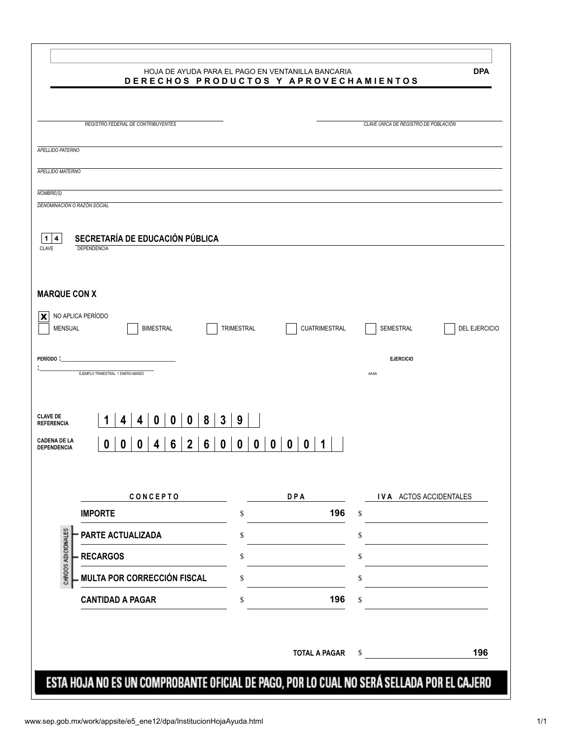HOJA DE AYUDA PARA EL PAGO EN VENTANILLA BANCARIA **DPA**

**D E R E C H O S   P R O D U C T O S   Y   A P R O V E C H A M I E N T O S**

*REGISTRO FEDERAL DE CONTRIBUYENTES*

*CLAVE ÚNICA DE REGISTRO DE POBLACIÓN*

*APELLIDO PATERNO*

*APELLIDO MATERNO*

*NOMBRE(S)*

*DENOMINACIÓN O RAZÓN SOCIAL*

**1 4** **SECRETARÍA DE EDUCACIÓN PÚBLICA**

CLAVE DEPENDENCIA

**MARQUE CON X**

- [x] NO APLICA PERÍODO
- [ ] MENSUAL
- [ ] BIMESTRAL
- [ ] TRIMESTRAL
- [ ] CUATRIMESTRAL
- [ ] SEMESTRAL
- [ ] DEL EJERCICIO

**PERÍODO :** ______________________________ **EJERCICIO**

: ______________________ EJEMPLO TRIMESTRAL: 1 ENERO-MARZO AAAA

**CLAVE DE REFERENCIA** 1 4 4 0 0 0 8 3 9

**CADENA DE LA DEPENDENCIA** 0 0 0 4 6 2 6 0 0 0 0 0 0 1

| CONCEPTO | DPA | IVA ACTOS ACCIDENTALES |
|---|---|---|
| **IMPORTE** | $ 196 | $ |
| **PARTE ACTUALIZADA** | $ | $ |
| **RECARGOS** | $ | $ |
| **MULTA POR CORRECCIÓN FISCAL** | $ | $ |
| **CANTIDAD A PAGAR** | $ 196 | $ |

CARGOS ADICIONALES

**TOTAL A PAGAR** $ **196**

**ESTA HOJA NO ES UN COMPROBANTE OFICIAL DE PAGO, POR LO CUAL NO SERÁ SELLADA POR EL CAJERO**

www.sep.gob.mx/work/appsite/e5_ene12/dpa/InstitucionHojaAyuda.html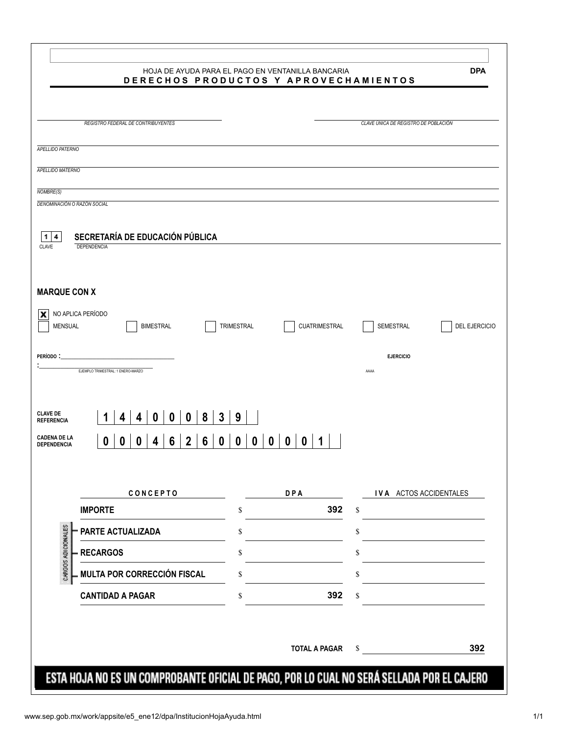HOJA DE AYUDA PARA EL PAGO EN VENTANILLA BANCARIA

**DPA**

## D E R E C H O S P R O D U C T O S Y A P R O V E C H A M I E N T O S

*REGISTRO FEDERAL DE CONTRIBUYENTES*

*CLAVE ÚNICA DE REGISTRO DE POBLACIÓN*

*APELLIDO PATERNO*

*APELLIDO MATERNO*

*NOMBRE(S)*

*DENOMINACIÓN O RAZÓN SOCIAL*

| 1 | 4 |
|---|---|

CLAVE

**SECRETARÍA DE EDUCACIÓN PÚBLICA**

DEPENDENCIA

**MARQUE CON X**

- [x] NO APLICA PERÍODO
- [ ] MENSUAL
- [ ] BIMESTRAL
- [ ] TRIMESTRAL
- [ ] CUATRIMESTRAL
- [ ] SEMESTRAL
- [ ] DEL EJERCICIO

**PERÍODO :**

EJEMPLO TRIMESTRAL: 1 ENERO-MARZO

**EJERCICIO**

AAAA

**CLAVE DE REFERENCIA** 1 4 4 0 0 0 8 3 9

**CADENA DE LA DEPENDENCIA** 0 0 0 4 6 2 6 0 0 0 0 0 0 1

| **C O N C E P T O** | **D P A** | **I V A** ACTOS ACCIDENTALES |
|---|---|---|
| **IMPORTE** | $ **392** | $ |
| **PARTE ACTUALIZADA** | $ | $ |
| **RECARGOS** | $ | $ |
| **MULTA POR CORRECCIÓN FISCAL** | $ | $ |
| **CANTIDAD A PAGAR** | $ **392** | $ |

CARGOS ADICIONALES

**TOTAL A PAGAR** $ **392**

**ESTA HOJA NO ES UN COMPROBANTE OFICIAL DE PAGO, POR LO CUAL NO SERÁ SELLADA POR EL CAJERO**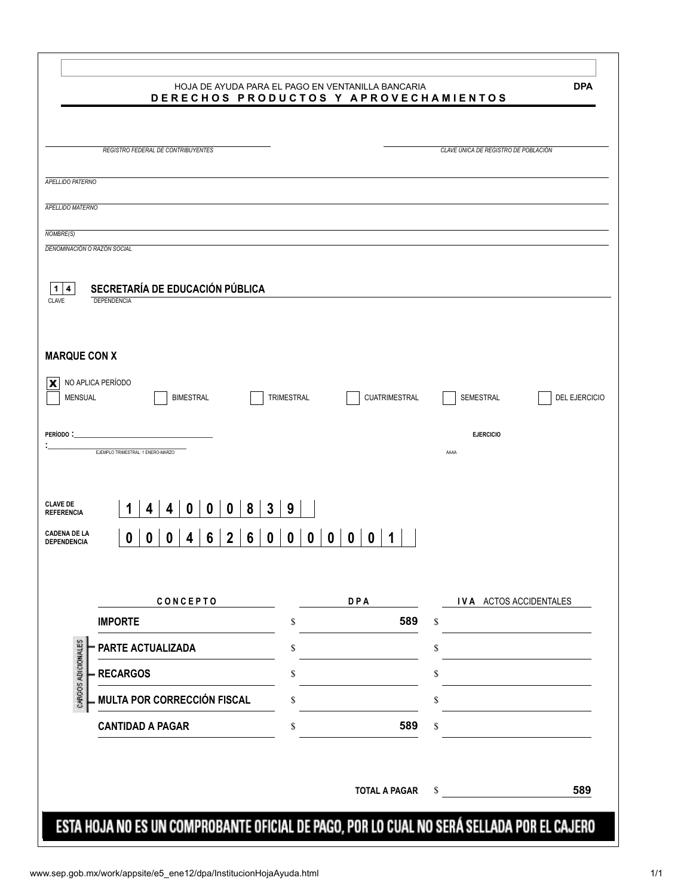HOJA DE AYUDA PARA EL PAGO EN VENTANILLA BANCARIA

**DPA**

# D E R E C H O S P R O D U C T O S Y A P R O V E C H A M I E N T O S

REGISTRO FEDERAL DE CONTRIBUYENTES

CLAVE ÚNICA DE REGISTRO DE POBLACIÓN

APELLIDO PATERNO

APELLIDO MATERNO

NOMBRE(S)

DENOMINACIÓN O RAZÓN SOCIAL

**1 4** **SECRETARÍA DE EDUCACIÓN PÚBLICA**

CLAVE DEPENDENCIA

**MARQUE CON X**

- [x] NO APLICA PERÍODO
- [ ] MENSUAL
- [ ] BIMESTRAL
- [ ] TRIMESTRAL
- [ ] CUATRIMESTRAL
- [ ] SEMESTRAL
- [ ] DEL EJERCICIO

**PERÍODO :**

EJEMPLO TRIMESTRAL: 1 ENERO-MARZO

**EJERCICIO**

AAAA

**CLAVE DE REFERENCIA** 1 4 4 0 0 0 8 3 9

**CADENA DE LA DEPENDENCIA** 0 0 0 4 6 2 6 0 0 0 0 0 0 1

| C O N C E P T O | D P A | I V A ACTOS ACCIDENTALES |
|---|---|---|
| **IMPORTE** | $ 589 | $ |
| **PARTE ACTUALIZADA** | $ | $ |
| **RECARGOS** | $ | $ |
| **MULTA POR CORRECCIÓN FISCAL** | $ | $ |
| **CANTIDAD A PAGAR** | $ 589 | $ |

CARGOS ADICIONALES

**TOTAL A PAGAR** $ 589

**ESTA HOJA NO ES UN COMPROBANTE OFICIAL DE PAGO, POR LO CUAL NO SERÁ SELLADA POR EL CAJERO**

www.sep.gob.mx/work/appsite/e5_ene12/dpa/InstitucionHojaAyuda.html